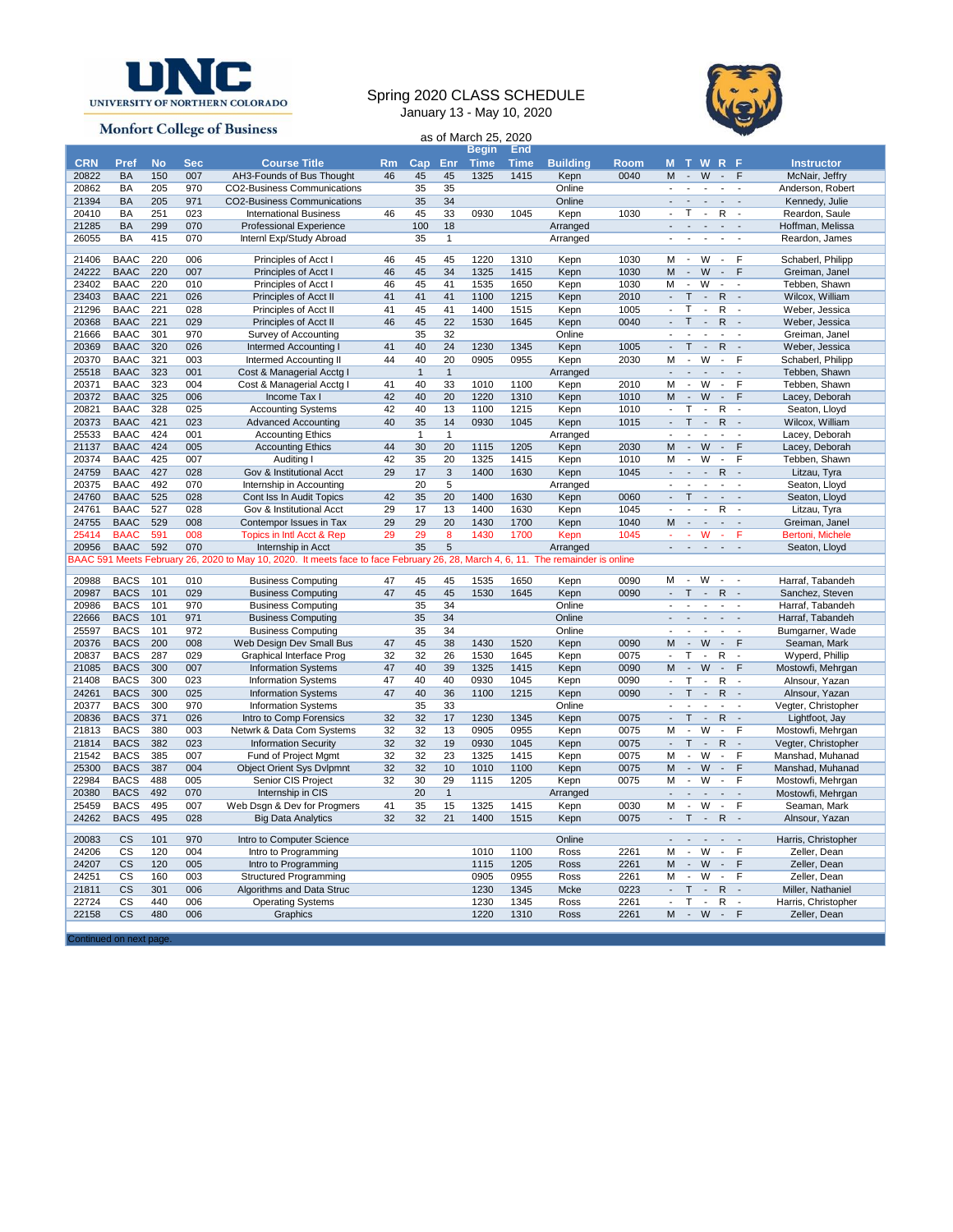UNIVERSITY OF NORTHERN COLORADO

Monfort College of Business

# Spring 2020 CLASS SCHEDULE

January 13 - May 10, 2020

as of March 25, 2020

| CRN | Pref | No | Sec | Course Title | Rm | Cap | Enr | Begin Time | End Time | Building | Room | M | T | W | R | F | Instructor |
|---|---|---|---|---|---|---|---|---|---|---|---|---|---|---|---|---|---|
| 20822 | BA | 150 | 007 | AH3-Founds of Bus Thought | 46 | 45 | 45 | 1325 | 1415 | Kepn | 0040 | M | - | W | - | F | McNair, Jeffry |
| 20862 | BA | 205 | 970 | CO2-Business Communications | | 35 | 35 | | | Online | | - | - | - | - | - | Anderson, Robert |
| 21394 | BA | 205 | 971 | CO2-Business Communications | | 35 | 34 | | | Online | | - | - | - | - | - | Kennedy, Julie |
| 20410 | BA | 251 | 023 | International Business | 46 | 45 | 33 | 0930 | 1045 | Kepn | 1030 | - | T | - | R | - | Reardon, Saule |
| 21285 | BA | 299 | 070 | Professional Experience | | 100 | 18 | | | Arranged | | - | - | - | - | - | Hoffman, Melissa |
| 26055 | BA | 415 | 070 | Internl Exp/Study Abroad | | 35 | 1 | | | Arranged | | - | - | - | - | - | Reardon, James |
| | | | | | | | | | | | | | | | | | |
| 21406 | BAAC | 220 | 006 | Principles of Acct I | 46 | 45 | 45 | 1220 | 1310 | Kepn | 1030 | M | - | W | - | F | Schaberl, Philipp |
| 24222 | BAAC | 220 | 007 | Principles of Acct I | 46 | 45 | 34 | 1325 | 1415 | Kepn | 1030 | M | - | W | - | F | Greiman, Janel |
| 23402 | BAAC | 220 | 010 | Principles of Acct I | 46 | 45 | 41 | 1535 | 1650 | Kepn | 1030 | M | - | W | - | - | Tebben, Shawn |
| 23403 | BAAC | 221 | 026 | Principles of Acct II | 41 | 41 | 41 | 1100 | 1215 | Kepn | 2010 | - | T | - | R | - | Wilcox, William |
| 21296 | BAAC | 221 | 028 | Principles of Acct II | 41 | 45 | 41 | 1400 | 1515 | Kepn | 1005 | - | T | - | R | - | Weber, Jessica |
| 20368 | BAAC | 221 | 029 | Principles of Acct II | 46 | 45 | 22 | 1530 | 1645 | Kepn | 0040 | - | T | - | R | - | Weber, Jessica |
| 21666 | BAAC | 301 | 970 | Survey of Accounting | | 35 | 32 | | | Online | | - | - | - | - | - | Greiman, Janel |
| 20369 | BAAC | 320 | 026 | Intermed Accounting I | 41 | 40 | 24 | 1230 | 1345 | Kepn | 1005 | - | T | - | R | - | Weber, Jessica |
| 20370 | BAAC | 321 | 003 | Intermed Accounting II | 44 | 40 | 20 | 0905 | 0955 | Kepn | 2030 | M | - | W | - | F | Schaberl, Philipp |
| 25518 | BAAC | 323 | 001 | Cost & Managerial Acctg I | | 1 | 1 | | | Arranged | | - | - | - | - | - | Tebben, Shawn |
| 20371 | BAAC | 323 | 004 | Cost & Managerial Acctg I | 41 | 40 | 33 | 1010 | 1100 | Kepn | 2010 | M | - | W | - | F | Tebben, Shawn |
| 20372 | BAAC | 325 | 006 | Income Tax I | 42 | 40 | 20 | 1220 | 1310 | Kepn | 1010 | M | - | W | - | F | Lacey, Deborah |
| 20821 | BAAC | 328 | 025 | Accounting Systems | 42 | 40 | 13 | 1100 | 1215 | Kepn | 1010 | - | T | - | R | - | Seaton, Lloyd |
| 20373 | BAAC | 421 | 023 | Advanced Accounting | 40 | 35 | 14 | 0930 | 1045 | Kepn | 1015 | - | T | - | R | - | Wilcox, William |
| 25533 | BAAC | 424 | 001 | Accounting Ethics | | 1 | 1 | | | Arranged | | - | - | - | - | - | Lacey, Deborah |
| 21137 | BAAC | 424 | 005 | Accounting Ethics | 44 | 30 | 20 | 1115 | 1205 | Kepn | 2030 | M | - | W | - | F | Lacey, Deborah |
| 20374 | BAAC | 425 | 007 | Auditing I | 42 | 35 | 20 | 1325 | 1415 | Kepn | 1010 | M | - | W | - | F | Tebben, Shawn |
| 24759 | BAAC | 427 | 028 | Gov & Institutional Acct | 29 | 17 | 3 | 1400 | 1630 | Kepn | 1045 | - | - | - | R | - | Litzau, Tyra |
| 20375 | BAAC | 492 | 070 | Internship in Accounting | | 20 | 5 | | | Arranged | | - | - | - | - | - | Seaton, Lloyd |
| 24760 | BAAC | 525 | 028 | Cont Iss In Audit Topics | 42 | 35 | 20 | 1400 | 1630 | Kepn | 0060 | - | T | - | - | - | Seaton, Lloyd |
| 24761 | BAAC | 527 | 028 | Gov & Institutional Acct | 29 | 17 | 13 | 1400 | 1630 | Kepn | 1045 | - | - | - | R | - | Litzau, Tyra |
| 24755 | BAAC | 529 | 008 | Contempor Issues in Tax | 29 | 29 | 20 | 1430 | 1700 | Kepn | 1040 | M | - | - | - | - | Greiman, Janel |
| 25414 | BAAC | 591 | 008 | Topics in Intl Acct & Rep | 29 | 29 | 8 | 1430 | 1700 | Kepn | 1045 | - | - | W | - | F | Bertoni, Michele |
| 20956 | BAAC | 592 | 070 | Internship in Acct | | 35 | 5 | | | Arranged | | - | - | - | - | - | Seaton, Lloyd |
| BAAC 591 Meets February 26, 2020 to May 10, 2020. It meets face to face February 26, 28, March 4, 6, 11. The remainder is online | | | | | | | | | | | | | | | | | |
| | | | | | | | | | | | | | | | | | |
| 20988 | BACS | 101 | 010 | Business Computing | 47 | 45 | 45 | 1535 | 1650 | Kepn | 0090 | M | - | W | - | - | Harraf, Tabandeh |
| 20987 | BACS | 101 | 029 | Business Computing | 47 | 45 | 45 | 1530 | 1645 | Kepn | 0090 | - | T | - | R | - | Sanchez, Steven |
| 20986 | BACS | 101 | 970 | Business Computing | | 35 | 34 | | | Online | | - | - | - | - | - | Harraf, Tabandeh |
| 22666 | BACS | 101 | 971 | Business Computing | | 35 | 34 | | | Online | | - | - | - | - | - | Harraf, Tabandeh |
| 25597 | BACS | 101 | 972 | Business Computing | | 35 | 34 | | | Online | | - | - | - | - | - | Bumgarner, Wade |
| 20376 | BACS | 200 | 008 | Web Design Dev Small Bus | 47 | 45 | 38 | 1430 | 1520 | Kepn | 0090 | M | - | W | - | F | Seaman, Mark |
| 20837 | BACS | 287 | 029 | Graphical Interface Prog | 32 | 32 | 26 | 1530 | 1645 | Kepn | 0075 | - | T | - | R | - | Wyperd, Phillip |
| 21085 | BACS | 300 | 007 | Information Systems | 47 | 40 | 39 | 1325 | 1415 | Kepn | 0090 | M | - | W | - | F | Mostowfi, Mehrgan |
| 21408 | BACS | 300 | 023 | Information Systems | 47 | 40 | 40 | 0930 | 1045 | Kepn | 0090 | - | T | - | R | - | Alnsour, Yazan |
| 24261 | BACS | 300 | 025 | Information Systems | 47 | 40 | 36 | 1100 | 1215 | Kepn | 0090 | - | T | - | R | - | Alnsour, Yazan |
| 20377 | BACS | 300 | 970 | Information Systems | | 35 | 33 | | | Online | | - | - | - | - | - | Vegter, Christopher |
| 20836 | BACS | 371 | 026 | Intro to Comp Forensics | 32 | 32 | 17 | 1230 | 1345 | Kepn | 0075 | - | T | - | R | - | Lightfoot, Jay |
| 21813 | BACS | 380 | 003 | Netwrk & Data Com Systems | 32 | 32 | 13 | 0905 | 0955 | Kepn | 0075 | M | - | W | - | F | Mostowfi, Mehrgan |
| 21814 | BACS | 382 | 023 | Information Security | 32 | 32 | 19 | 0930 | 1045 | Kepn | 0075 | - | T | - | R | - | Vegter, Christopher |
| 21542 | BACS | 385 | 007 | Fund of Project Mgmt | 32 | 32 | 23 | 1325 | 1415 | Kepn | 0075 | M | - | W | - | F | Manshad, Muhanad |
| 25300 | BACS | 387 | 004 | Object Orient Sys Dvlpmnt | 32 | 32 | 10 | 1010 | 1100 | Kepn | 0075 | M | - | W | - | F | Manshad, Muhanad |
| 22984 | BACS | 488 | 005 | Senior CIS Project | 32 | 30 | 29 | 1115 | 1205 | Kepn | 0075 | M | - | W | - | F | Mostowfi, Mehrgan |
| 20380 | BACS | 492 | 070 | Internship in CIS | | 20 | 1 | | | Arranged | | - | - | - | - | - | Mostowfi, Mehrgan |
| 25459 | BACS | 495 | 007 | Web Dsgn & Dev for Progmers | 41 | 35 | 15 | 1325 | 1415 | Kepn | 0030 | M | - | W | - | F | Seaman, Mark |
| 24262 | BACS | 495 | 028 | Big Data Analytics | 32 | 32 | 21 | 1400 | 1515 | Kepn | 0075 | - | T | - | R | - | Alnsour, Yazan |
| | | | | | | | | | | | | | | | | | |
| 20083 | CS | 101 | 970 | Intro to Computer Science | | | | | | Online | | - | - | - | - | - | Harris, Christopher |
| 24206 | CS | 120 | 004 | Intro to Programming | | | | 1010 | 1100 | Ross | 2261 | M | - | W | - | F | Zeller, Dean |
| 24207 | CS | 120 | 005 | Intro to Programming | | | | 1115 | 1205 | Ross | 2261 | M | - | W | - | F | Zeller, Dean |
| 24251 | CS | 160 | 003 | Structured Programming | | | | 0905 | 0955 | Ross | 2261 | M | - | W | - | F | Zeller, Dean |
| 21811 | CS | 301 | 006 | Algorithms and Data Struc | | | | 1230 | 1345 | Mcke | 0223 | - | T | - | R | - | Miller, Nathaniel |
| 22724 | CS | 440 | 006 | Operating Systems | | | | 1230 | 1345 | Ross | 2261 | - | T | - | R | - | Harris, Christopher |
| 22158 | CS | 480 | 006 | Graphics | | | | 1220 | 1310 | Ross | 2261 | M | - | W | - | F | Zeller, Dean |

Continued on next page.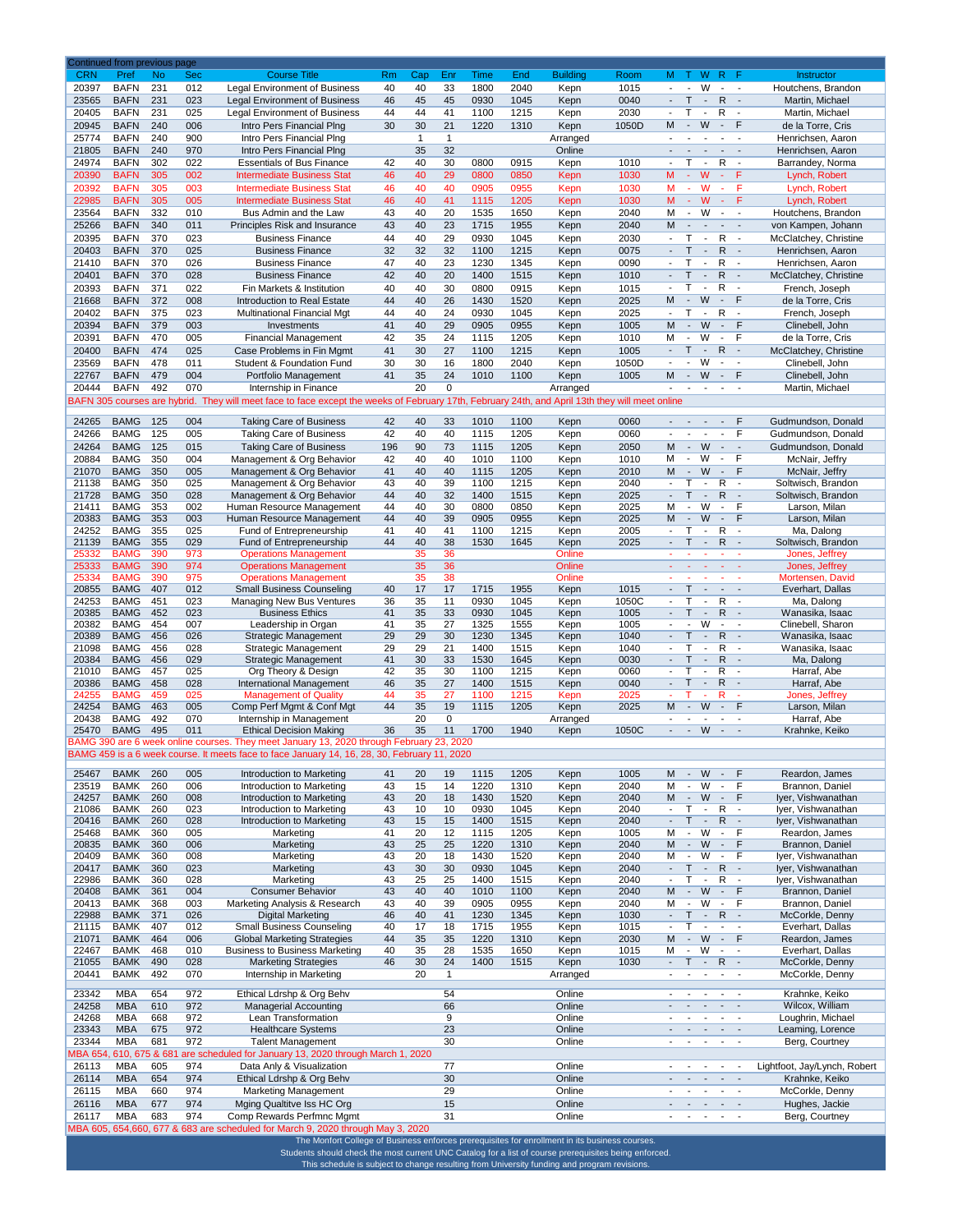Continued from previous page

| CRN | Pref | No | Sec | Course Title | Rm | Cap | Enr | Time | End | Building | Room | M | T | W | R | F | Instructor |
|---|---|---|---|---|---|---|---|---|---|---|---|---|---|---|---|---|---|
| 20397 | BAFN | 231 | 012 | Legal Environment of Business | 40 | 40 | 33 | 1800 | 2040 | Kepn | 1015 | - | - | W | - | - | Houtchens, Brandon |
| 23565 | BAFN | 231 | 023 | Legal Environment of Business | 46 | 45 | 45 | 0930 | 1045 | Kepn | 0040 | - | T | - | R | - | Martin, Michael |
| 20405 | BAFN | 231 | 025 | Legal Environment of Business | 44 | 44 | 41 | 1100 | 1215 | Kepn | 2030 | - | T | - | R | - | Martin, Michael |
| 20945 | BAFN | 240 | 006 | Intro Pers Financial Plng | 30 | 30 | 21 | 1220 | 1310 | Kepn | 1050D | M | - | W | - | F | de la Torre, Cris |
| 25774 | BAFN | 240 | 900 | Intro Pers Financial Plng | | 1 | 1 | | | Arranged | | - | - | - | - | - | Henrichsen, Aaron |
| 21805 | BAFN | 240 | 970 | Intro Pers Financial Plng | | 35 | 32 | | | Online | | - | - | - | - | - | Henrichsen, Aaron |
| 24974 | BAFN | 302 | 022 | Essentials of Bus Finance | 42 | 40 | 30 | 0800 | 0915 | Kepn | 1010 | - | T | - | R | - | Barrandey, Norma |
| 20390 | BAFN | 305 | 002 | Intermediate Business Stat | 46 | 40 | 29 | 0800 | 0850 | Kepn | 1030 | M | - | W | - | F | Lynch, Robert |
| 20392 | BAFN | 305 | 003 | Intermediate Business Stat | 46 | 40 | 40 | 0905 | 0955 | Kepn | 1030 | M | - | W | - | F | Lynch, Robert |
| 22985 | BAFN | 305 | 005 | Intermediate Business Stat | 46 | 40 | 41 | 1115 | 1205 | Kepn | 1030 | M | - | W | - | F | Lynch, Robert |
| 23564 | BAFN | 332 | 010 | Bus Admin and the Law | 43 | 40 | 20 | 1535 | 1650 | Kepn | 2040 | M | - | W | - | - | Houtchens, Brandon |
| 25266 | BAFN | 340 | 011 | Principles Risk and Insurance | 43 | 40 | 23 | 1715 | 1955 | Kepn | 2040 | M | - | - | - | - | von Kampen, Johann |
| 20395 | BAFN | 370 | 023 | Business Finance | 44 | 40 | 29 | 0930 | 1045 | Kepn | 2030 | - | T | - | R | - | McClatchey, Christine |
| 20403 | BAFN | 370 | 025 | Business Finance | 32 | 32 | 32 | 1100 | 1215 | Kepn | 0075 | - | T | - | R | - | Henrichsen, Aaron |
| 21410 | BAFN | 370 | 026 | Business Finance | 47 | 40 | 23 | 1230 | 1345 | Kepn | 0090 | - | T | - | R | - | Henrichsen, Aaron |
| 20401 | BAFN | 370 | 028 | Business Finance | 42 | 40 | 20 | 1400 | 1515 | Kepn | 1010 | - | T | - | R | - | McClatchey, Christine |
| 20393 | BAFN | 371 | 022 | Fin Markets & Institution | 40 | 40 | 30 | 0800 | 0915 | Kepn | 1015 | - | T | - | R | - | French, Joseph |
| 21668 | BAFN | 372 | 008 | Introduction to Real Estate | 44 | 40 | 26 | 1430 | 1520 | Kepn | 2025 | M | - | W | - | F | de la Torre, Cris |
| 20402 | BAFN | 375 | 023 | Multinational Financial Mgt | 44 | 40 | 24 | 0930 | 1045 | Kepn | 2025 | - | T | - | R | - | French, Joseph |
| 20394 | BAFN | 379 | 003 | Investments | 41 | 40 | 29 | 0905 | 0955 | Kepn | 1005 | M | - | W | - | F | Clinebell, John |
| 20391 | BAFN | 470 | 005 | Financial Management | 42 | 35 | 24 | 1115 | 1205 | Kepn | 1010 | M | - | W | - | F | de la Torre, Cris |
| 20400 | BAFN | 474 | 025 | Case Problems in Fin Mgmt | 41 | 30 | 27 | 1100 | 1215 | Kepn | 1005 | - | T | - | R | - | McClatchey, Christine |
| 23569 | BAFN | 478 | 011 | Student & Foundation Fund | 30 | 30 | 16 | 1800 | 2040 | Kepn | 1050D | - | - | W | - | - | Clinebell, John |
| 22767 | BAFN | 479 | 004 | Portfolio Management | 41 | 35 | 24 | 1010 | 1100 | Kepn | 1005 | M | - | W | - | F | Clinebell, John |
| 20444 | BAFN | 492 | 070 | Internship in Finance | | 20 | 0 | | | Arranged | | - | - | - | - | - | Martin, Michael |
| BAFN 305 courses are hybrid. They will meet face to face except the weeks of February 17th, February 24th, and April 13th they will meet online | | | | | | | | | | | | | | | | | |
| 24265 | BAMG | 125 | 004 | Taking Care of Business | 42 | 40 | 33 | 1010 | 1100 | Kepn | 0060 | - | - | - | - | F | Gudmundson, Donald |
| 24266 | BAMG | 125 | 005 | Taking Care of Business | 42 | 40 | 40 | 1115 | 1205 | Kepn | 0060 | - | - | - | - | F | Gudmundson, Donald |
| 24264 | BAMG | 125 | 015 | Taking Care of Business | 196 | 90 | 73 | 1115 | 1205 | Kepn | 2050 | M | - | W | - | - | Gudmundson, Donald |
| 20884 | BAMG | 350 | 004 | Management & Org Behavior | 42 | 40 | 40 | 1010 | 1100 | Kepn | 1010 | M | - | W | - | F | McNair, Jeffry |
| 21070 | BAMG | 350 | 005 | Management & Org Behavior | 41 | 40 | 40 | 1115 | 1205 | Kepn | 2010 | M | - | W | - | F | McNair, Jeffry |
| 21138 | BAMG | 350 | 025 | Management & Org Behavior | 43 | 40 | 39 | 1100 | 1215 | Kepn | 2040 | - | T | - | R | - | Soltwisch, Brandon |
| 21728 | BAMG | 350 | 028 | Management & Org Behavior | 44 | 40 | 32 | 1400 | 1515 | Kepn | 2025 | - | T | - | R | - | Soltwisch, Brandon |
| 21411 | BAMG | 353 | 002 | Human Resource Management | 44 | 40 | 30 | 0800 | 0850 | Kepn | 2025 | M | - | W | - | F | Larson, Milan |
| 20383 | BAMG | 353 | 003 | Human Resource Management | 44 | 40 | 39 | 0905 | 0955 | Kepn | 2025 | M | - | W | - | F | Larson, Milan |
| 24252 | BAMG | 355 | 025 | Fund of Entrepreneurship | 41 | 40 | 41 | 1100 | 1215 | Kepn | 2005 | - | T | - | R | - | Ma, Dalong |
| 21139 | BAMG | 355 | 029 | Fund of Entrepreneurship | 44 | 40 | 38 | 1530 | 1645 | Kepn | 2025 | - | T | - | R | - | Soltwisch, Brandon |
| 25332 | BAMG | 390 | 973 | Operations Management | | 35 | 36 | | | Online | | - | - | - | - | - | Jones, Jeffrey |
| 25333 | BAMG | 390 | 974 | Operations Management | | 35 | 36 | | | Online | | - | - | - | - | - | Jones, Jeffrey |
| 25334 | BAMG | 390 | 975 | Operations Management | | 35 | 38 | | | Online | | - | - | - | - | - | Mortensen, David |
| 20855 | BAMG | 407 | 012 | Small Business Counseling | 40 | 17 | 17 | 1715 | 1955 | Kepn | 1015 | - | T | - | - | - | Everhart, Dallas |
| 24253 | BAMG | 451 | 023 | Managing New Bus Ventures | 36 | 35 | 11 | 0930 | 1045 | Kepn | 1050C | - | T | - | R | - | Ma, Dalong |
| 20385 | BAMG | 452 | 023 | Business Ethics | 41 | 35 | 33 | 0930 | 1045 | Kepn | 1005 | - | T | - | R | - | Wanasika, Isaac |
| 20382 | BAMG | 454 | 007 | Leadership in Organ | 41 | 35 | 27 | 1325 | 1555 | Kepn | 1005 | - | - | W | - | - | Clinebell, Sharon |
| 20389 | BAMG | 456 | 026 | Strategic Management | 29 | 29 | 30 | 1230 | 1345 | Kepn | 1040 | - | T | - | R | - | Wanasika, Isaac |
| 21098 | BAMG | 456 | 028 | Strategic Management | 29 | 29 | 21 | 1400 | 1515 | Kepn | 1040 | - | T | - | R | - | Wanasika, Isaac |
| 20384 | BAMG | 456 | 029 | Strategic Management | 41 | 30 | 33 | 1530 | 1645 | Kepn | 0030 | - | T | - | R | - | Ma, Dalong |
| 21010 | BAMG | 457 | 025 | Org Theory & Design | 42 | 35 | 30 | 1100 | 1215 | Kepn | 0060 | - | T | - | R | - | Harraf, Abe |
| 20386 | BAMG | 458 | 028 | International Management | 46 | 35 | 27 | 1400 | 1515 | Kepn | 0040 | - | T | - | R | - | Harraf, Abe |
| 24255 | BAMG | 459 | 025 | Management of Quality | 44 | 35 | 27 | 1100 | 1215 | Kepn | 2025 | - | T | - | R | - | Jones, Jeffrey |
| 24254 | BAMG | 463 | 005 | Comp Perf Mgmt & Conf Mgt | 44 | 35 | 19 | 1115 | 1205 | Kepn | 2025 | M | - | W | - | F | Larson, Milan |
| 20438 | BAMG | 492 | 070 | Internship in Management | | 20 | 0 | | | Arranged | | - | - | - | - | - | Harraf, Abe |
| 25470 | BAMG | 495 | 011 | Ethical Decision Making | 36 | 35 | 11 | 1700 | 1940 | Kepn | 1050C | - | - | W | - | - | Krahnke, Keiko |
| BAMG 390 are 6 week online courses. They meet January 13, 2020 through February 23, 2020 | | | | | | | | | | | | | | | | | |
| BAMG 459 is a 6 week course. It meets face to face January 14, 16, 28, 30, February 11, 2020 | | | | | | | | | | | | | | | | | |
| 25467 | BAMK | 260 | 005 | Introduction to Marketing | 41 | 20 | 19 | 1115 | 1205 | Kepn | 1005 | M | - | W | - | F | Reardon, James |
| 23519 | BAMK | 260 | 006 | Introduction to Marketing | 43 | 15 | 14 | 1220 | 1310 | Kepn | 2040 | M | - | W | - | F | Brannon, Daniel |
| 24257 | BAMK | 260 | 008 | Introduction to Marketing | 43 | 20 | 18 | 1430 | 1520 | Kepn | 2040 | M | - | W | - | F | Iyer, Vishwanathan |
| 21086 | BAMK | 260 | 023 | Introduction to Marketing | 43 | 10 | 10 | 0930 | 1045 | Kepn | 2040 | - | T | - | R | - | Iyer, Vishwanathan |
| 20416 | BAMK | 260 | 028 | Introduction to Marketing | 43 | 15 | 15 | 1400 | 1515 | Kepn | 2040 | - | T | - | R | - | Iyer, Vishwanathan |
| 25468 | BAMK | 360 | 005 | Marketing | 41 | 20 | 12 | 1115 | 1205 | Kepn | 1005 | M | - | W | - | F | Reardon, James |
| 20835 | BAMK | 360 | 006 | Marketing | 43 | 25 | 25 | 1220 | 1310 | Kepn | 2040 | M | - | W | - | F | Brannon, Daniel |
| 20409 | BAMK | 360 | 008 | Marketing | 43 | 20 | 18 | 1430 | 1520 | Kepn | 2040 | M | - | W | - | F | Iyer, Vishwanathan |
| 20417 | BAMK | 360 | 023 | Marketing | 43 | 30 | 30 | 0930 | 1045 | Kepn | 2040 | - | T | - | R | - | Iyer, Vishwanathan |
| 22986 | BAMK | 360 | 028 | Marketing | 43 | 25 | 25 | 1400 | 1515 | Kepn | 2040 | - | T | - | R | - | Iyer, Vishwanathan |
| 20408 | BAMK | 361 | 004 | Consumer Behavior | 43 | 40 | 40 | 1010 | 1100 | Kepn | 2040 | M | - | W | - | F | Brannon, Daniel |
| 20413 | BAMK | 368 | 003 | Marketing Analysis & Research | 43 | 40 | 39 | 0905 | 0955 | Kepn | 2040 | M | - | W | - | F | Brannon, Daniel |
| 22988 | BAMK | 371 | 026 | Digital Marketing | 46 | 40 | 41 | 1230 | 1345 | Kepn | 1030 | - | T | - | R | - | McCorkle, Denny |
| 21115 | BAMK | 407 | 012 | Small Business Counseling | 40 | 17 | 18 | 1715 | 1955 | Kepn | 1015 | - | T | - | - | - | Everhart, Dallas |
| 21071 | BAMK | 464 | 006 | Global Marketing Strategies | 44 | 35 | 35 | 1220 | 1310 | Kepn | 2030 | M | - | W | - | F | Reardon, James |
| 22467 | BAMK | 468 | 010 | Business to Business Marketing | 40 | 35 | 28 | 1535 | 1650 | Kepn | 1015 | M | - | W | - | - | Everhart, Dallas |
| 21055 | BAMK | 490 | 028 | Marketing Strategies | 46 | 30 | 24 | 1400 | 1515 | Kepn | 1030 | - | T | - | R | - | McCorkle, Denny |
| 20441 | BAMK | 492 | 070 | Internship in Marketing | | 20 | 1 | | | Arranged | | - | - | - | - | - | McCorkle, Denny |
| 23342 | MBA | 654 | 972 | Ethical Ldrshp & Org Behv | | | 54 | | | Online | | - | - | - | - | - | Krahnke, Keiko |
| 24258 | MBA | 610 | 972 | Managerial Accounting | | | 66 | | | Online | | - | - | - | - | - | Wilcox, William |
| 24268 | MBA | 668 | 972 | Lean Transformation | | | 9 | | | Online | | - | - | - | - | - | Loughrin, Michael |
| 23343 | MBA | 675 | 972 | Healthcare Systems | | | 23 | | | Online | | - | - | - | - | - | Leaming, Lorence |
| 23344 | MBA | 681 | 972 | Talent Management | | | 30 | | | Online | | - | - | - | - | - | Berg, Courtney |
| MBA 654, 610, 675 & 681 are scheduled for January 13, 2020 through March 1, 2020 | | | | | | | | | | | | | | | | | |
| 26113 | MBA | 605 | 974 | Data Anly & Visualization | | | 77 | | | Online | | - | - | - | - | - | Lightfoot, Jay/Lynch, Robert |
| 26114 | MBA | 654 | 974 | Ethical Ldrshp & Org Behv | | | 30 | | | Online | | - | - | - | - | - | Krahnke, Keiko |
| 26115 | MBA | 660 | 974 | Marketing Management | | | 29 | | | Online | | - | - | - | - | - | McCorkle, Denny |
| 26116 | MBA | 677 | 974 | Mging Qualitive Iss HC Org | | | 15 | | | Online | | - | - | - | - | - | Hughes, Jackie |
| 26117 | MBA | 683 | 974 | Comp Rewards Perfmnc Mgmt | | | 31 | | | Online | | - | - | - | - | - | Berg, Courtney |
| MBA 605, 654,660, 677 & 683 are scheduled for March 9, 2020 through May 3, 2020 | | | | | | | | | | | | | | | | | |

The Monfort College of Business enforces prerequisites for enrollment in its business courses.
Students should check the most current UNC Catalog for a list of course prerequisites being enforced.
This schedule is subject to change resulting from University funding and program revisions.